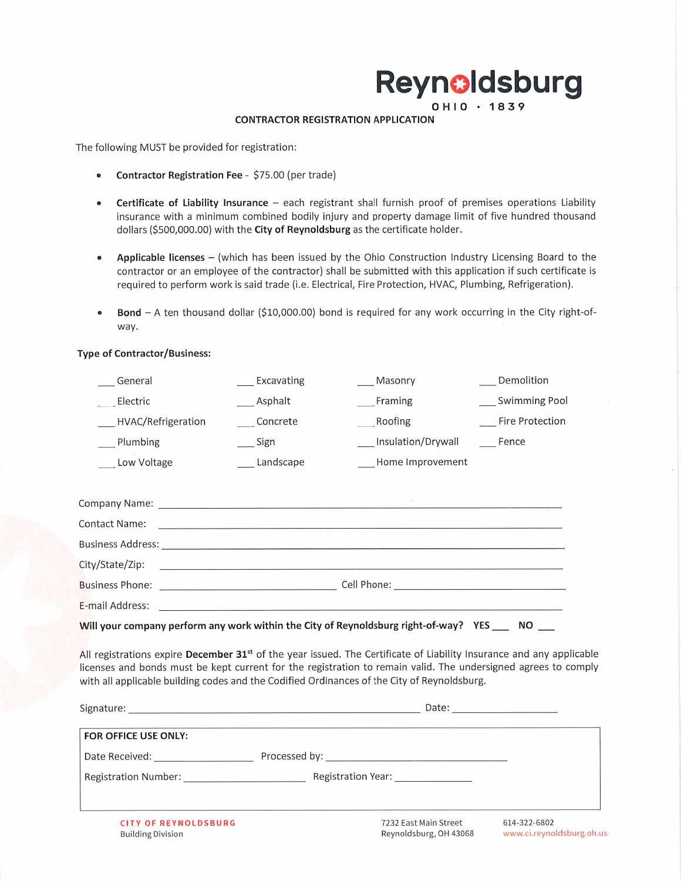# Reynoldsburg

OHIO • 1839

## CONTRACTOR REGISTRATION APPLICATION

The following MUST be provided for registration:

- **Contractor Registration Fee** - $75.00 (per trade)
- **Certificate of Liability Insurance** – each registrant shall furnish proof of premises operations Liability insurance with a minimum combined bodily injury and property damage limit of five hundred thousand dollars ($500,000.00) with the **City of Reynoldsburg** as the certificate holder.
- **Applicable licenses** – (which has been issued by the Ohio Construction Industry Licensing Board to the contractor or an employee of the contractor) shall be submitted with this application if such certificate is required to perform work is said trade (i.e. Electrical, Fire Protection, HVAC, Plumbing, Refrigeration).
- **Bond** – A ten thousand dollar ($10,000.00) bond is required for any work occurring in the City right-of-way.

**Type of Contractor/Business:**

| | | | |
|---|---|---|---|
| ___ General | ___ Excavating | ___ Masonry | ___ Demolition |
| ___ Electric | ___ Asphalt | ___ Framing | ___ Swimming Pool |
| ___ HVAC/Refrigeration | ___ Concrete | ___ Roofing | ___ Fire Protection |
| ___ Plumbing | ___ Sign | ___ Insulation/Drywall | ___ Fence |
| ___ Low Voltage | ___ Landscape | ___ Home Improvement | |

Company Name: ______________________________________________

Contact Name: ______________________________________________

Business Address: ___________________________________________

City/State/Zip: ______________________________________________

Business Phone: ______________________ Cell Phone: ______________________

E-mail Address: _____________________________________________

**Will your company perform any work within the City of Reynoldsburg right-of-way? YES ___ NO ___**

All registrations expire **December 31st** of the year issued. The Certificate of Liability Insurance and any applicable licenses and bonds must be kept current for the registration to remain valid. The undersigned agrees to comply with all applicable building codes and the Codified Ordinances of the City of Reynoldsburg.

Signature: ____________________________________ Date: ______________

**FOR OFFICE USE ONLY:**

Date Received: ______________ Processed by: ________________________

Registration Number: ________________ Registration Year: __________

CITY OF REYNOLDSBURG
Building Division

7232 East Main Street
Reynoldsburg, OH 43068

614-322-6802
www.ci.reynoldsburg.oh.us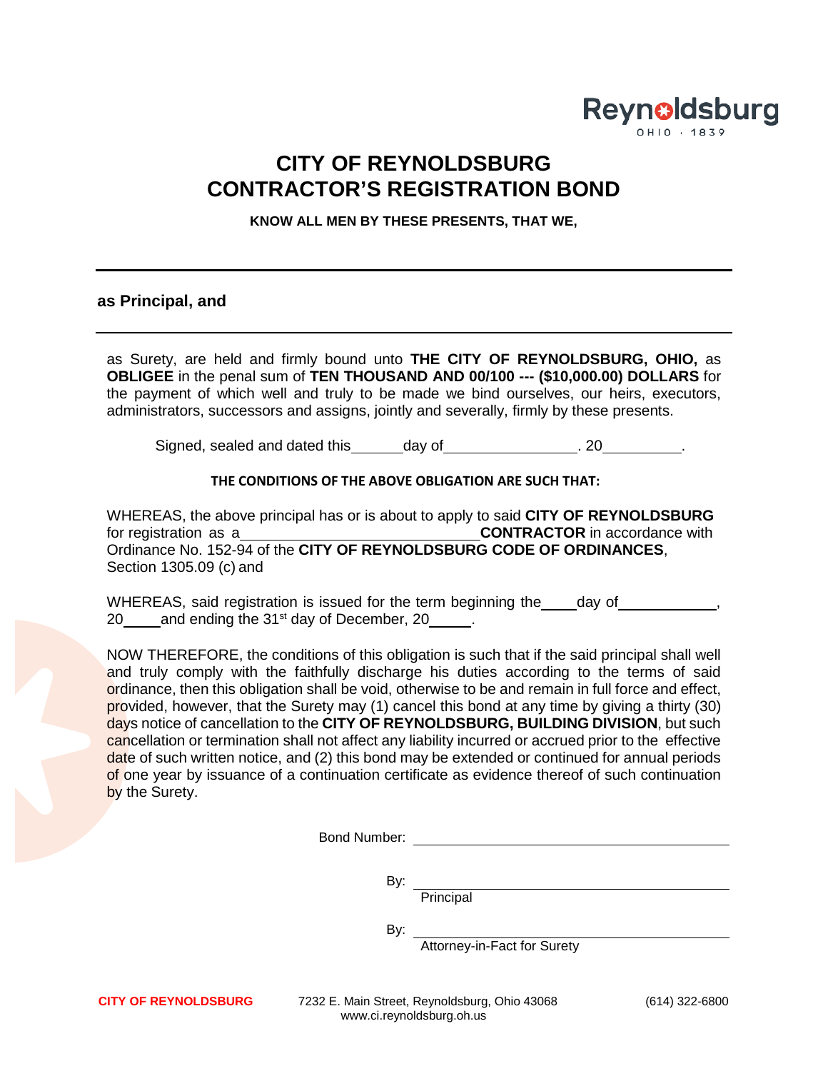Reynoldsburg
OHIO · 1839

# CITY OF REYNOLDSBURG
# CONTRACTOR'S REGISTRATION BOND

**KNOW ALL MEN BY THESE PRESENTS, THAT WE,**

___________________________________________________________________________

**as Principal, and**

___________________________________________________________________________

as Surety, are held and firmly bound unto **THE CITY OF REYNOLDSBURG, OHIO,** as **OBLIGEE** in the penal sum of **TEN THOUSAND AND 00/100 --- ($10,000.00) DOLLARS** for the payment of which well and truly to be made we bind ourselves, our heirs, executors, administrators, successors and assigns, jointly and severally, firmly by these presents.

Signed, sealed and dated this ______ day of ________________. 20__________.

**THE CONDITIONS OF THE ABOVE OBLIGATION ARE SUCH THAT:**

WHEREAS, the above principal has or is about to apply to said **CITY OF REYNOLDSBURG** for registration as a ______________________________ **CONTRACTOR** in accordance with Ordinance No. 152-94 of the **CITY OF REYNOLDSBURG CODE OF ORDINANCES**, Section 1305.09 (c) and

WHEREAS, said registration is issued for the term beginning the ____ day of ____________, 20_____ and ending the 31st day of December, 20_____.

NOW THEREFORE, the conditions of this obligation is such that if the said principal shall well and truly comply with the faithfully discharge his duties according to the terms of said ordinance, then this obligation shall be void, otherwise to be and remain in full force and effect, provided, however, that the Surety may (1) cancel this bond at any time by giving a thirty (30) days notice of cancellation to the **CITY OF REYNOLDSBURG, BUILDING DIVISION**, but such cancellation or termination shall not affect any liability incurred or accrued prior to the effective date of such written notice, and (2) this bond may be extended or continued for annual periods of one year by issuance of a continuation certificate as evidence thereof of such continuation by the Surety.

Bond Number: ______________________________

By: ______________________________
Principal

By: ______________________________
Attorney-in-Fact for Surety

**CITY OF REYNOLDSBURG** 7232 E. Main Street, Reynoldsburg, Ohio 43068 www.ci.reynoldsburg.oh.us (614) 322-6800